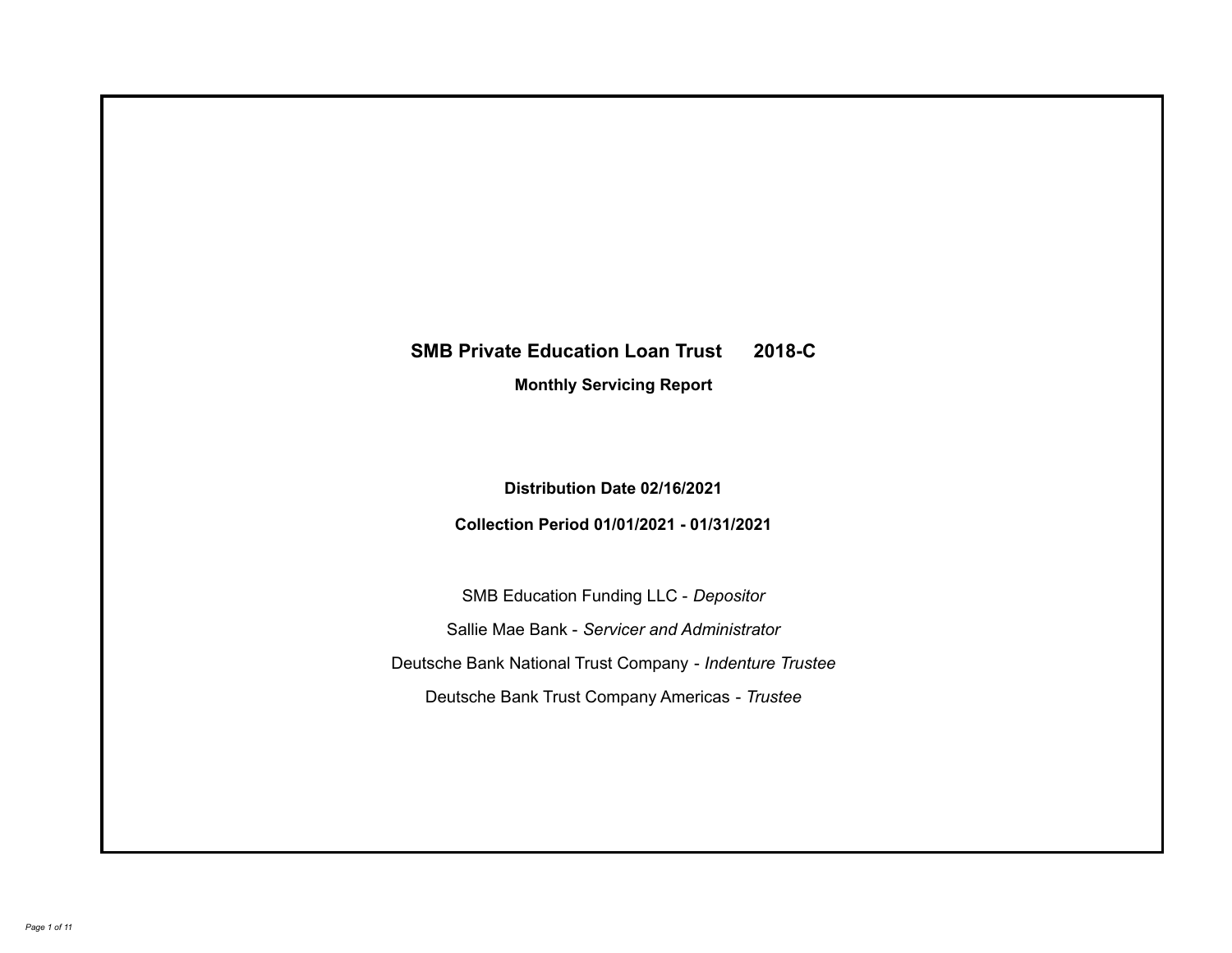# SMB Private Education Loan Trust 2018-C

## Monthly Servicing Report

**Distribution Date 02/16/2021**

**Collection Period 01/01/2021 - 01/31/2021**

SMB Education Funding LLC - *Depositor*

Sallie Mae Bank - *Servicer and Administrator*

Deutsche Bank National Trust Company - *Indenture Trustee*

Deutsche Bank Trust Company Americas - *Trustee*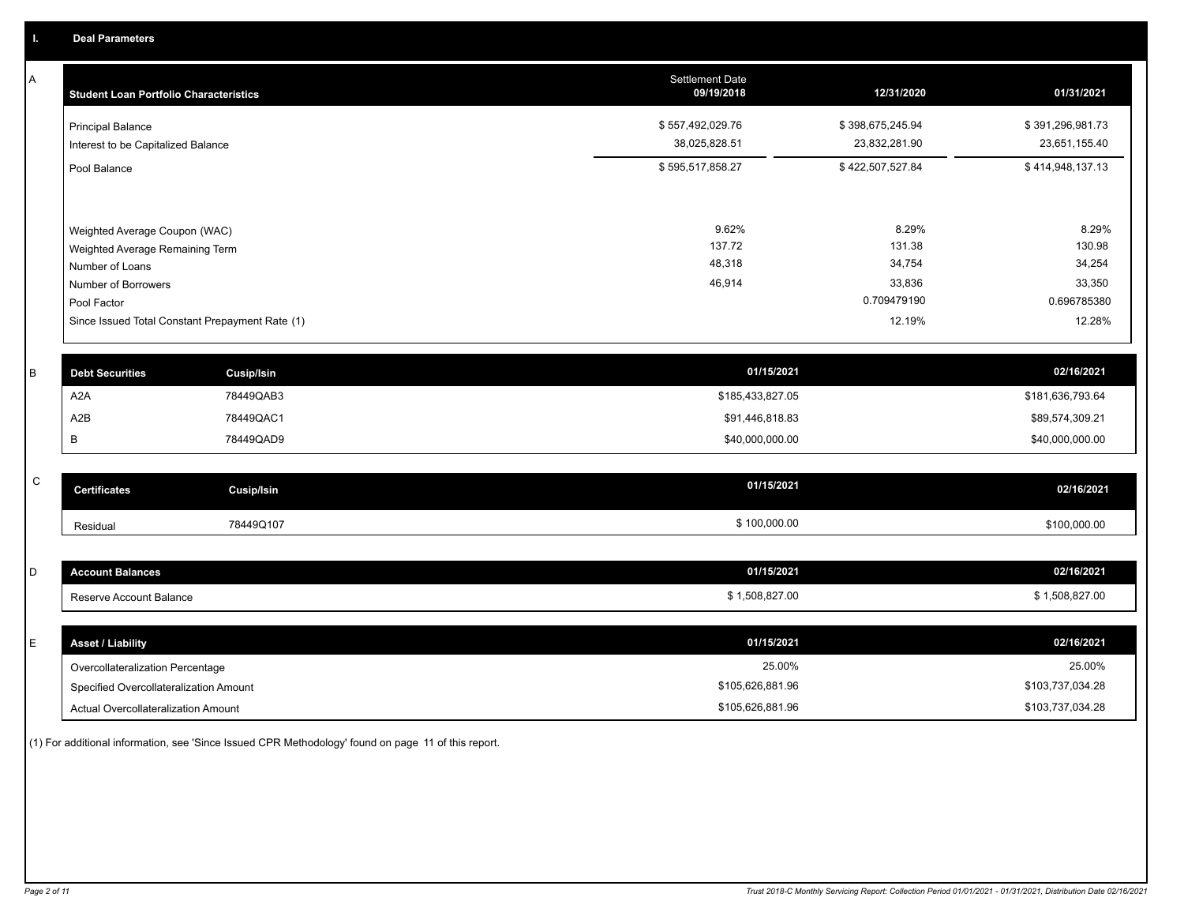## I. Deal Parameters

### A

| Student Loan Portfolio Characteristics | Settlement Date 09/19/2018 | 12/31/2020 | 01/31/2021 |
|---|---|---|---|
| Principal Balance | $ 557,492,029.76 | $ 398,675,245.94 | $ 391,296,981.73 |
| Interest to be Capitalized Balance | 38,025,828.51 | 23,832,281.90 | 23,651,155.40 |
| Pool Balance | $ 595,517,858.27 | $ 422,507,527.84 | $ 414,948,137.13 |
| Weighted Average Coupon (WAC) | 9.62% | 8.29% | 8.29% |
| Weighted Average Remaining Term | 137.72 | 131.38 | 130.98 |
| Number of Loans | 48,318 | 34,754 | 34,254 |
| Number of Borrowers | 46,914 | 33,836 | 33,350 |
| Pool Factor | | 0.709479190 | 0.696785380 |
| Since Issued Total Constant Prepayment Rate (1) | | 12.19% | 12.28% |

### B

| Debt Securities | Cusip/Isin | 01/15/2021 | 02/16/2021 |
|---|---|---|---|
| A2A | 78449QAB3 | $185,433,827.05 | $181,636,793.64 |
| A2B | 78449QAC1 | $91,446,818.83 | $89,574,309.21 |
| B | 78449QAD9 | $40,000,000.00 | $40,000,000.00 |

### C

| Certificates | Cusip/Isin | 01/15/2021 | 02/16/2021 |
|---|---|---|---|
| Residual | 78449Q107 | $ 100,000.00 | $100,000.00 |

### D

| Account Balances | 01/15/2021 | 02/16/2021 |
|---|---|---|
| Reserve Account Balance | $ 1,508,827.00 | $ 1,508,827.00 |

### E

| Asset / Liability | 01/15/2021 | 02/16/2021 |
|---|---|---|
| Overcollateralization Percentage | 25.00% | 25.00% |
| Specified Overcollateralization Amount | $105,626,881.96 | $103,737,034.28 |
| Actual Overcollateralization Amount | $105,626,881.96 | $103,737,034.28 |

(1) For additional information, see 'Since Issued CPR Methodology' found on page 11 of this report.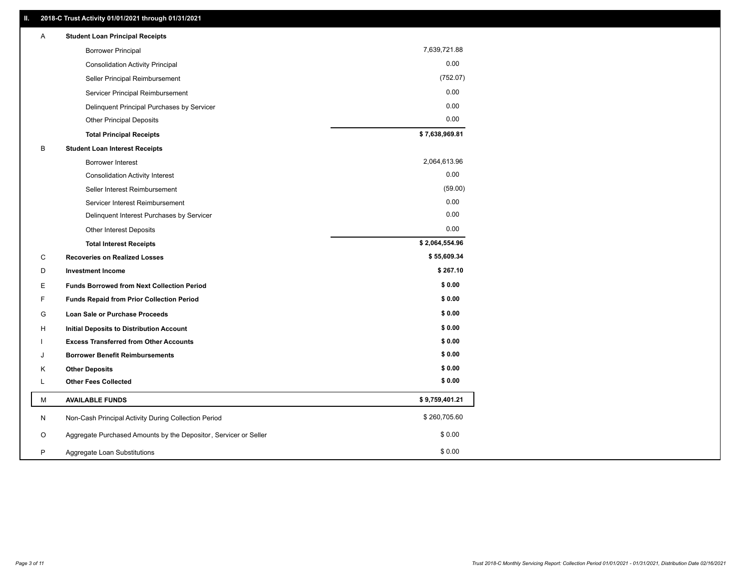## II. 2018-C Trust Activity 01/01/2021 through 01/31/2021

| | | |
|---|---|---|
| A | **Student Loan Principal Receipts** | |
| | Borrower Principal | 7,639,721.88 |
| | Consolidation Activity Principal | 0.00 |
| | Seller Principal Reimbursement | (752.07) |
| | Servicer Principal Reimbursement | 0.00 |
| | Delinquent Principal Purchases by Servicer | 0.00 |
| | Other Principal Deposits | 0.00 |
| | **Total Principal Receipts** | **$ 7,638,969.81** |
| B | **Student Loan Interest Receipts** | |
| | Borrower Interest | 2,064,613.96 |
| | Consolidation Activity Interest | 0.00 |
| | Seller Interest Reimbursement | (59.00) |
| | Servicer Interest Reimbursement | 0.00 |
| | Delinquent Interest Purchases by Servicer | 0.00 |
| | Other Interest Deposits | 0.00 |
| | **Total Interest Receipts** | **$ 2,064,554.96** |
| C | **Recoveries on Realized Losses** | **$ 55,609.34** |
| D | **Investment Income** | **$ 267.10** |
| E | **Funds Borrowed from Next Collection Period** | **$ 0.00** |
| F | **Funds Repaid from Prior Collection Period** | **$ 0.00** |
| G | **Loan Sale or Purchase Proceeds** | **$ 0.00** |
| H | **Initial Deposits to Distribution Account** | **$ 0.00** |
| I | **Excess Transferred from Other Accounts** | **$ 0.00** |
| J | **Borrower Benefit Reimbursements** | **$ 0.00** |
| K | **Other Deposits** | **$ 0.00** |
| L | **Other Fees Collected** | **$ 0.00** |
| M | **AVAILABLE FUNDS** | **$ 9,759,401.21** |
| N | Non-Cash Principal Activity During Collection Period | $ 260,705.60 |
| O | Aggregate Purchased Amounts by the Depositor, Servicer or Seller | $ 0.00 |
| P | Aggregate Loan Substitutions | $ 0.00 |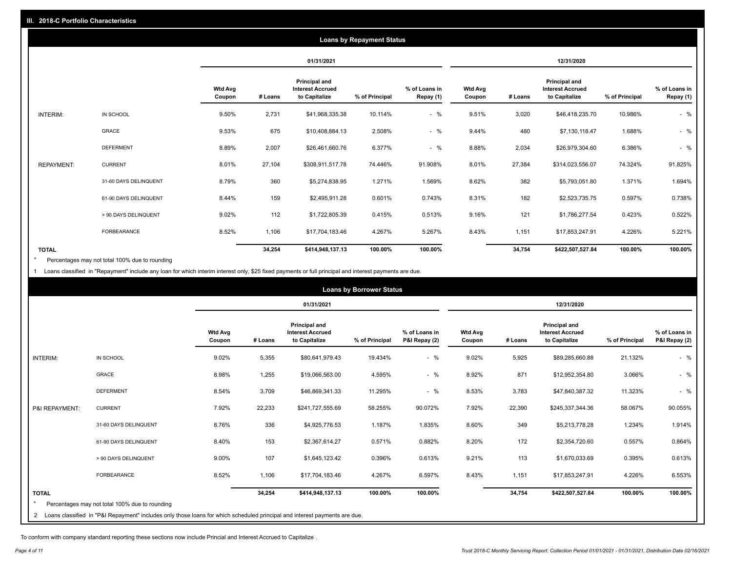## III. 2018-C Portfolio Characteristics

### Loans by Repayment Status

| | | 01/31/2021 | | | | | 12/31/2020 | | | | |
|---|---|---|---|---|---|---|---|---|---|---|---|
| | | Wtd Avg Coupon | # Loans | Principal and Interest Accrued to Capitalize | % of Principal | % of Loans in Repay (1) | Wtd Avg Coupon | # Loans | Principal and Interest Accrued to Capitalize | % of Principal | % of Loans in Repay (1) |
| INTERIM: | IN SCHOOL | 9.50% | 2,731 | $41,968,335.38 | 10.114% | - % | 9.51% | 3,020 | $46,418,235.70 | 10.986% | - % |
| | GRACE | 9.53% | 675 | $10,408,884.13 | 2.508% | - % | 9.44% | 480 | $7,130,118.47 | 1.688% | - % |
| | DEFERMENT | 8.89% | 2,007 | $26,461,660.76 | 6.377% | - % | 8.88% | 2,034 | $26,979,304.60 | 6.386% | - % |
| REPAYMENT: | CURRENT | 8.01% | 27,104 | $308,911,517.78 | 74.446% | 91.908% | 8.01% | 27,384 | $314,023,556.07 | 74.324% | 91.825% |
| | 31-60 DAYS DELINQUENT | 8.79% | 360 | $5,274,838.95 | 1.271% | 1.569% | 8.62% | 382 | $5,793,051.80 | 1.371% | 1.694% |
| | 61-90 DAYS DELINQUENT | 8.44% | 159 | $2,495,911.28 | 0.601% | 0.743% | 8.31% | 182 | $2,523,735.75 | 0.597% | 0.738% |
| | > 90 DAYS DELINQUENT | 9.02% | 112 | $1,722,805.39 | 0.415% | 0.513% | 9.16% | 121 | $1,786,277.54 | 0.423% | 0.522% |
| | FORBEARANCE | 8.52% | 1,106 | $17,704,183.46 | 4.267% | 5.267% | 8.43% | 1,151 | $17,853,247.91 | 4.226% | 5.221% |
| TOTAL | | | 34,254 | $414,948,137.13 | 100.00% | 100.00% | | 34,754 | $422,507,527.84 | 100.00% | 100.00% |

* Percentages may not total 100% due to rounding

1 Loans classified in "Repayment" include any loan for which interim interest only, $25 fixed payments or full principal and interest payments are due.

### Loans by Borrower Status

| | | 01/31/2021 | | | | | 12/31/2020 | | | | |
|---|---|---|---|---|---|---|---|---|---|---|---|
| | | Wtd Avg Coupon | # Loans | Principal and Interest Accrued to Capitalize | % of Principal | % of Loans in P&I Repay (2) | Wtd Avg Coupon | # Loans | Principal and Interest Accrued to Capitalize | % of Principal | % of Loans in P&I Repay (2) |
| INTERIM: | IN SCHOOL | 9.02% | 5,355 | $80,641,979.43 | 19.434% | - % | 9.02% | 5,925 | $89,285,660.88 | 21.132% | - % |
| | GRACE | 8.98% | 1,255 | $19,066,563.00 | 4.595% | - % | 8.92% | 871 | $12,952,354.80 | 3.066% | - % |
| | DEFERMENT | 8.54% | 3,709 | $46,869,341.33 | 11.295% | - % | 8.53% | 3,783 | $47,840,387.32 | 11.323% | - % |
| P&I REPAYMENT: | CURRENT | 7.92% | 22,233 | $241,727,555.69 | 58.255% | 90.072% | 7.92% | 22,390 | $245,337,344.36 | 58.067% | 90.055% |
| | 31-60 DAYS DELINQUENT | 8.76% | 336 | $4,925,776.53 | 1.187% | 1.835% | 8.60% | 349 | $5,213,778.28 | 1.234% | 1.914% |
| | 61-90 DAYS DELINQUENT | 8.40% | 153 | $2,367,614.27 | 0.571% | 0.882% | 8.20% | 172 | $2,354,720.60 | 0.557% | 0.864% |
| | > 90 DAYS DELINQUENT | 9.00% | 107 | $1,645,123.42 | 0.396% | 0.613% | 9.21% | 113 | $1,670,033.69 | 0.395% | 0.613% |
| | FORBEARANCE | 8.52% | 1,106 | $17,704,183.46 | 4.267% | 6.597% | 8.43% | 1,151 | $17,853,247.91 | 4.226% | 6.553% |
| TOTAL | | | 34,254 | $414,948,137.13 | 100.00% | 100.00% | | 34,754 | $422,507,527.84 | 100.00% | 100.00% |

* Percentages may not total 100% due to rounding

2 Loans classified in "P&I Repayment" includes only those loans for which scheduled principal and interest payments are due.

To conform with company standard reporting these sections now include Princial and Interest Accrued to Capitalize .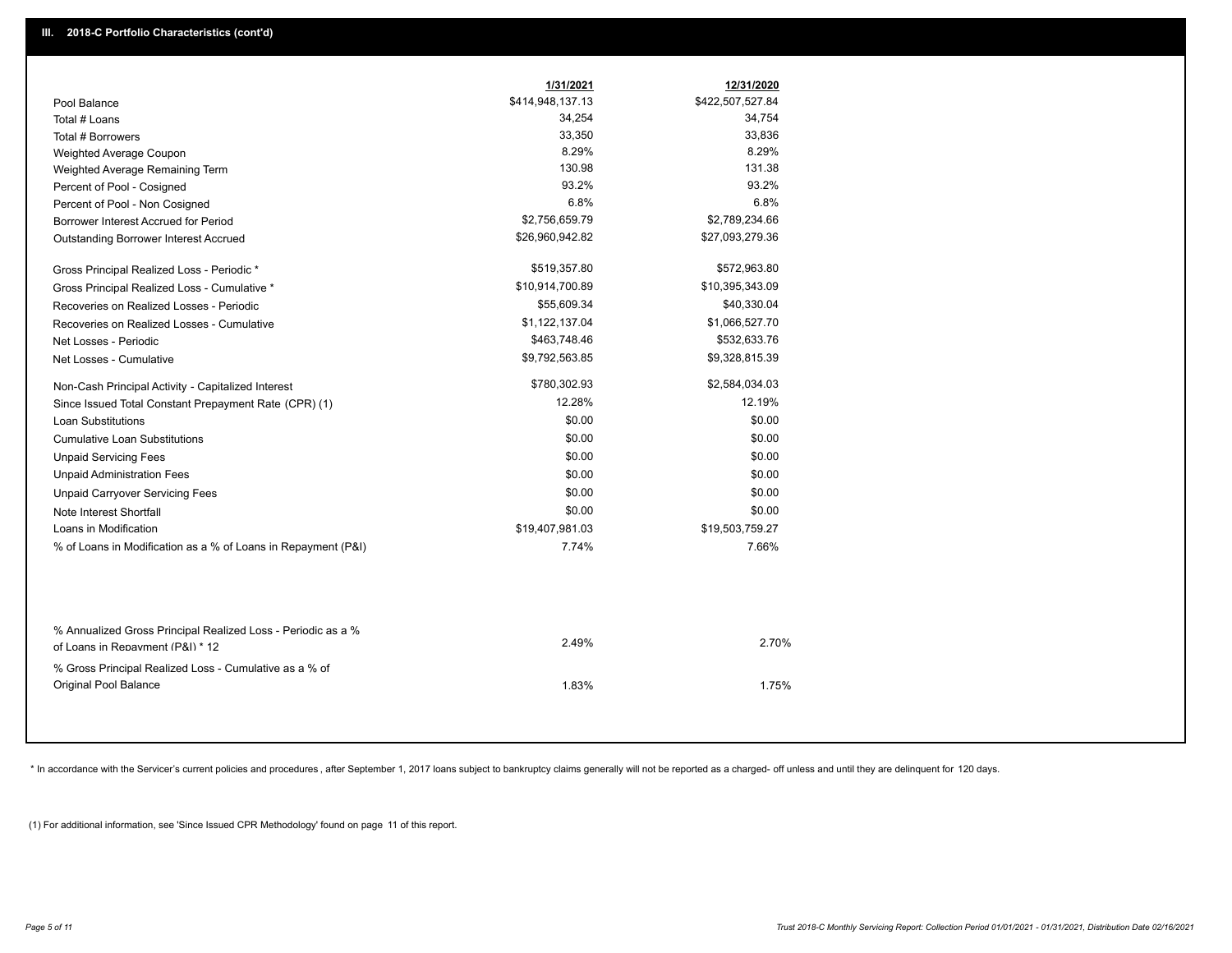## III. 2018-C Portfolio Characteristics (cont'd)

| | 1/31/2021 | 12/31/2020 |
|---|---|---|
| Pool Balance | $414,948,137.13 | $422,507,527.84 |
| Total # Loans | 34,254 | 34,754 |
| Total # Borrowers | 33,350 | 33,836 |
| Weighted Average Coupon | 8.29% | 8.29% |
| Weighted Average Remaining Term | 130.98 | 131.38 |
| Percent of Pool - Cosigned | 93.2% | 93.2% |
| Percent of Pool - Non Cosigned | 6.8% | 6.8% |
| Borrower Interest Accrued for Period | $2,756,659.79 | $2,789,234.66 |
| Outstanding Borrower Interest Accrued | $26,960,942.82 | $27,093,279.36 |
| Gross Principal Realized Loss - Periodic * | $519,357.80 | $572,963.80 |
| Gross Principal Realized Loss - Cumulative * | $10,914,700.89 | $10,395,343.09 |
| Recoveries on Realized Losses - Periodic | $55,609.34 | $40,330.04 |
| Recoveries on Realized Losses - Cumulative | $1,122,137.04 | $1,066,527.70 |
| Net Losses - Periodic | $463,748.46 | $532,633.76 |
| Net Losses - Cumulative | $9,792,563.85 | $9,328,815.39 |
| Non-Cash Principal Activity - Capitalized Interest | $780,302.93 | $2,584,034.03 |
| Since Issued Total Constant Prepayment Rate (CPR) (1) | 12.28% | 12.19% |
| Loan Substitutions | $0.00 | $0.00 |
| Cumulative Loan Substitutions | $0.00 | $0.00 |
| Unpaid Servicing Fees | $0.00 | $0.00 |
| Unpaid Administration Fees | $0.00 | $0.00 |
| Unpaid Carryover Servicing Fees | $0.00 | $0.00 |
| Note Interest Shortfall | $0.00 | $0.00 |
| Loans in Modification | $19,407,981.03 | $19,503,759.27 |
| % of Loans in Modification as a % of Loans in Repayment (P&I) | 7.74% | 7.66% |
| % Annualized Gross Principal Realized Loss - Periodic as a % of Loans in Repayment (P&I) * 12 | 2.49% | 2.70% |
| % Gross Principal Realized Loss - Cumulative as a % of Original Pool Balance | 1.83% | 1.75% |

* In accordance with the Servicer's current policies and procedures , after September 1, 2017 loans subject to bankruptcy claims generally will not be reported as a charged- off unless and until they are delinquent for 120 days.

(1) For additional information, see 'Since Issued CPR Methodology' found on page 11 of this report.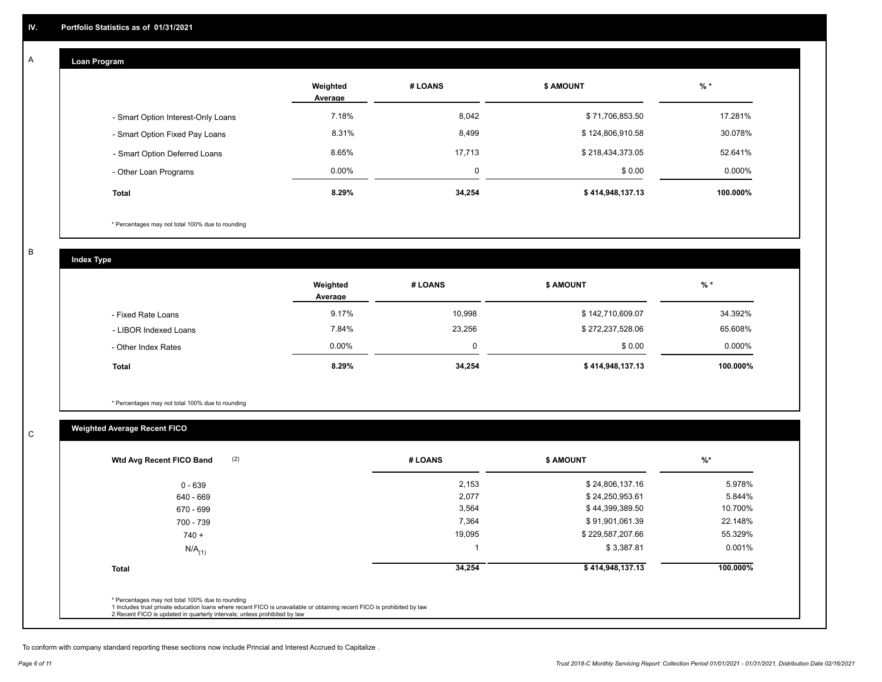## IV. Portfolio Statistics as of 01/31/2021

### A. Loan Program

| | Weighted Average | # LOANS | $ AMOUNT | % * |
|---|---|---|---|---|
| - Smart Option Interest-Only Loans | 7.18% | 8,042 | $ 71,706,853.50 | 17.281% |
| - Smart Option Fixed Pay Loans | 8.31% | 8,499 | $ 124,806,910.58 | 30.078% |
| - Smart Option Deferred Loans | 8.65% | 17,713 | $ 218,434,373.05 | 52.641% |
| - Other Loan Programs | 0.00% | 0 | $ 0.00 | 0.000% |
| **Total** | **8.29%** | **34,254** | **$ 414,948,137.13** | **100.000%** |

* Percentages may not total 100% due to rounding

### B. Index Type

| | Weighted Average | # LOANS | $ AMOUNT | % * |
|---|---|---|---|---|
| - Fixed Rate Loans | 9.17% | 10,998 | $ 142,710,609.07 | 34.392% |
| - LIBOR Indexed Loans | 7.84% | 23,256 | $ 272,237,528.06 | 65.608% |
| - Other Index Rates | 0.00% | 0 | $ 0.00 | 0.000% |
| **Total** | **8.29%** | **34,254** | **$ 414,948,137.13** | **100.000%** |

* Percentages may not total 100% due to rounding

### C. Weighted Average Recent FICO

| Wtd Avg Recent FICO Band (2) | # LOANS | $ AMOUNT | %* |
|---|---|---|---|
| 0 - 639 | 2,153 | $ 24,806,137.16 | 5.978% |
| 640 - 669 | 2,077 | $ 24,250,953.61 | 5.844% |
| 670 - 699 | 3,564 | $ 44,399,389.50 | 10.700% |
| 700 - 739 | 7,364 | $ 91,901,061.39 | 22.148% |
| 740 + | 19,095 | $ 229,587,207.66 | 55.329% |
| N/A (1) | 1 | $ 3,387.81 | 0.001% |
| **Total** | **34,254** | **$ 414,948,137.13** | **100.000%** |

* Percentages may not total 100% due to rounding
1 Includes trust private education loans where recent FICO is unavailable or obtaining recent FICO is prohibited by law
2 Recent FICO is updated in quarterly intervals; unless prohibited by law

To conform with company standard reporting these sections now include Princial and Interest Accrued to Capitalize .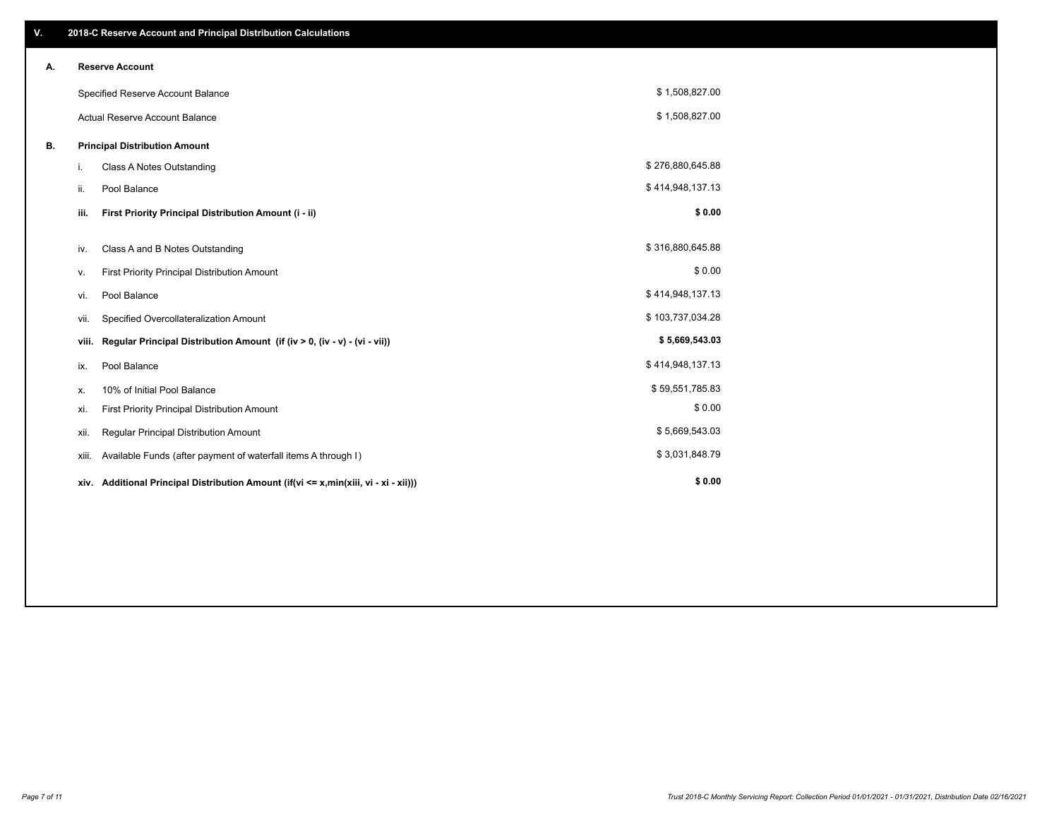## V. 2018-C Reserve Account and Principal Distribution Calculations

### A. Reserve Account

| | |
|---|---|
| Specified Reserve Account Balance | $ 1,508,827.00 |
| Actual Reserve Account Balance | $ 1,508,827.00 |

### B. Principal Distribution Amount

| | | |
|---|---|---|
| i. | Class A Notes Outstanding | $ 276,880,645.88 |
| ii. | Pool Balance | $ 414,948,137.13 |
| **iii.** | **First Priority Principal Distribution Amount (i - ii)** | **$ 0.00** |
| iv. | Class A and B Notes Outstanding | $ 316,880,645.88 |
| v. | First Priority Principal Distribution Amount | $ 0.00 |
| vi. | Pool Balance | $ 414,948,137.13 |
| vii. | Specified Overcollateralization Amount | $ 103,737,034.28 |
| **viii.** | **Regular Principal Distribution Amount (if (iv > 0, (iv - v) - (vi - vii))** | **$ 5,669,543.03** |
| ix. | Pool Balance | $ 414,948,137.13 |
| x. | 10% of Initial Pool Balance | $ 59,551,785.83 |
| xi. | First Priority Principal Distribution Amount | $ 0.00 |
| xii. | Regular Principal Distribution Amount | $ 5,669,543.03 |
| xiii. | Available Funds (after payment of waterfall items A through I) | $ 3,031,848.79 |
| **xiv.** | **Additional Principal Distribution Amount (if(vi <= x,min(xiii, vi - xi - xii)))** | **$ 0.00** |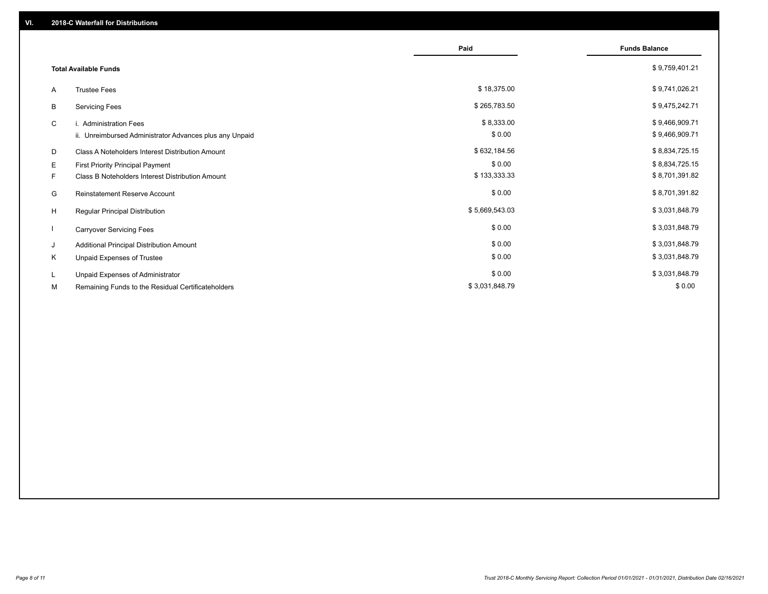## VI. 2018-C Waterfall for Distributions

| | | Paid | Funds Balance |
|---|---|---|---|
| | **Total Available Funds** | | $ 9,759,401.21 |
| A | Trustee Fees | $ 18,375.00 | $ 9,741,026.21 |
| B | Servicing Fees | $ 265,783.50 | $ 9,475,242.71 |
| C | i. Administration Fees | $ 8,333.00 | $ 9,466,909.71 |
| | ii. Unreimbursed Administrator Advances plus any Unpaid | $ 0.00 | $ 9,466,909.71 |
| D | Class A Noteholders Interest Distribution Amount | $ 632,184.56 | $ 8,834,725.15 |
| E | First Priority Principal Payment | $ 0.00 | $ 8,834,725.15 |
| F | Class B Noteholders Interest Distribution Amount | $ 133,333.33 | $ 8,701,391.82 |
| G | Reinstatement Reserve Account | $ 0.00 | $ 8,701,391.82 |
| H | Regular Principal Distribution | $ 5,669,543.03 | $ 3,031,848.79 |
| I | Carryover Servicing Fees | $ 0.00 | $ 3,031,848.79 |
| J | Additional Principal Distribution Amount | $ 0.00 | $ 3,031,848.79 |
| K | Unpaid Expenses of Trustee | $ 0.00 | $ 3,031,848.79 |
| L | Unpaid Expenses of Administrator | $ 0.00 | $ 3,031,848.79 |
| M | Remaining Funds to the Residual Certificateholders | $ 3,031,848.79 | $ 0.00 |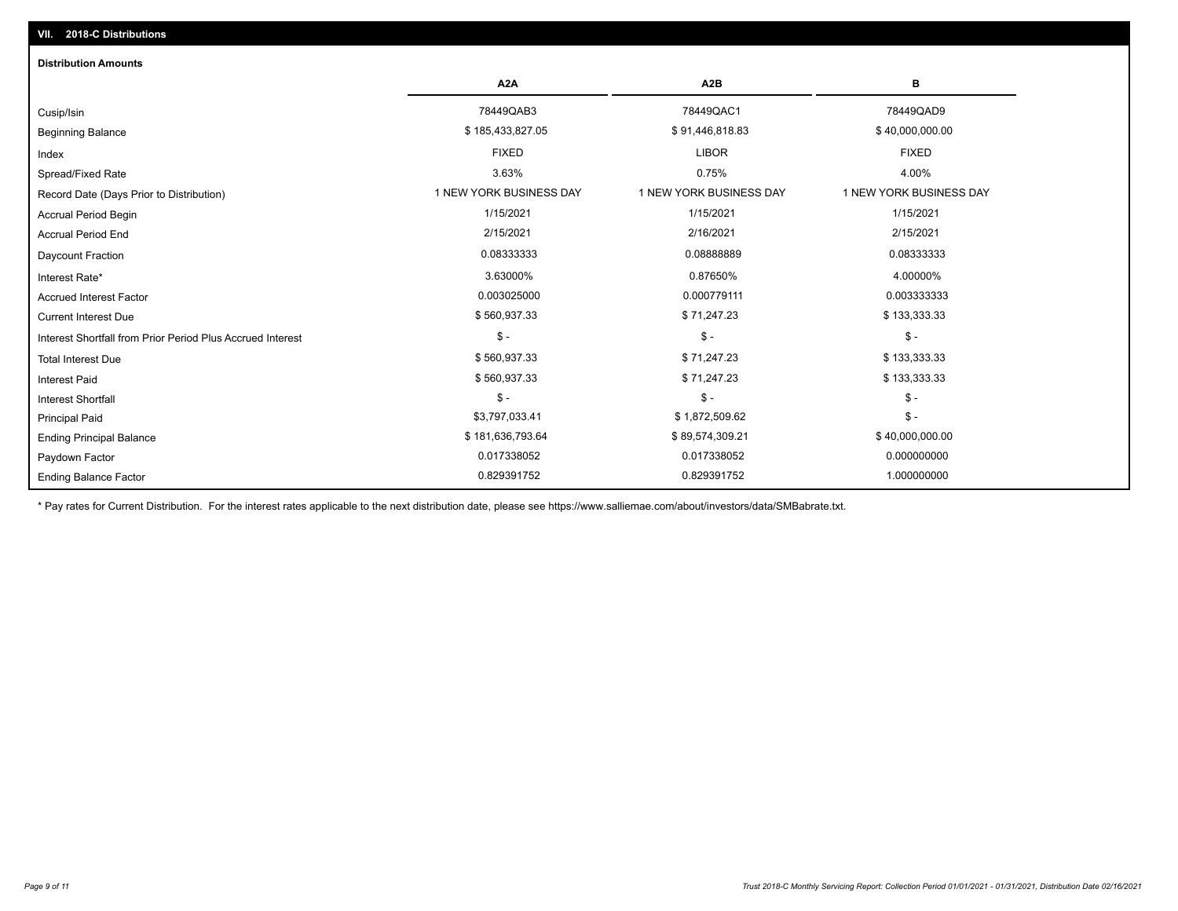## VII. 2018-C Distributions

### Distribution Amounts

| | A2A | A2B | B |
|---|---|---|---|
| Cusip/Isin | 78449QAB3 | 78449QAC1 | 78449QAD9 |
| Beginning Balance | $ 185,433,827.05 | $ 91,446,818.83 | $ 40,000,000.00 |
| Index | FIXED | LIBOR | FIXED |
| Spread/Fixed Rate | 3.63% | 0.75% | 4.00% |
| Record Date (Days Prior to Distribution) | 1 NEW YORK BUSINESS DAY | 1 NEW YORK BUSINESS DAY | 1 NEW YORK BUSINESS DAY |
| Accrual Period Begin | 1/15/2021 | 1/15/2021 | 1/15/2021 |
| Accrual Period End | 2/15/2021 | 2/16/2021 | 2/15/2021 |
| Daycount Fraction | 0.08333333 | 0.08888889 | 0.08333333 |
| Interest Rate* | 3.63000% | 0.87650% | 4.00000% |
| Accrued Interest Factor | 0.003025000 | 0.000779111 | 0.003333333 |
| Current Interest Due | $ 560,937.33 | $ 71,247.23 | $ 133,333.33 |
| Interest Shortfall from Prior Period Plus Accrued Interest | $ - | $ - | $ - |
| Total Interest Due | $ 560,937.33 | $ 71,247.23 | $ 133,333.33 |
| Interest Paid | $ 560,937.33 | $ 71,247.23 | $ 133,333.33 |
| Interest Shortfall | $ - | $ - | $ - |
| Principal Paid | $3,797,033.41 | $ 1,872,509.62 | $ - |
| Ending Principal Balance | $ 181,636,793.64 | $ 89,574,309.21 | $ 40,000,000.00 |
| Paydown Factor | 0.017338052 | 0.017338052 | 0.000000000 |
| Ending Balance Factor | 0.829391752 | 0.829391752 | 1.000000000 |

* Pay rates for Current Distribution. For the interest rates applicable to the next distribution date, please see https://www.salliemae.com/about/investors/data/SMBabrate.txt.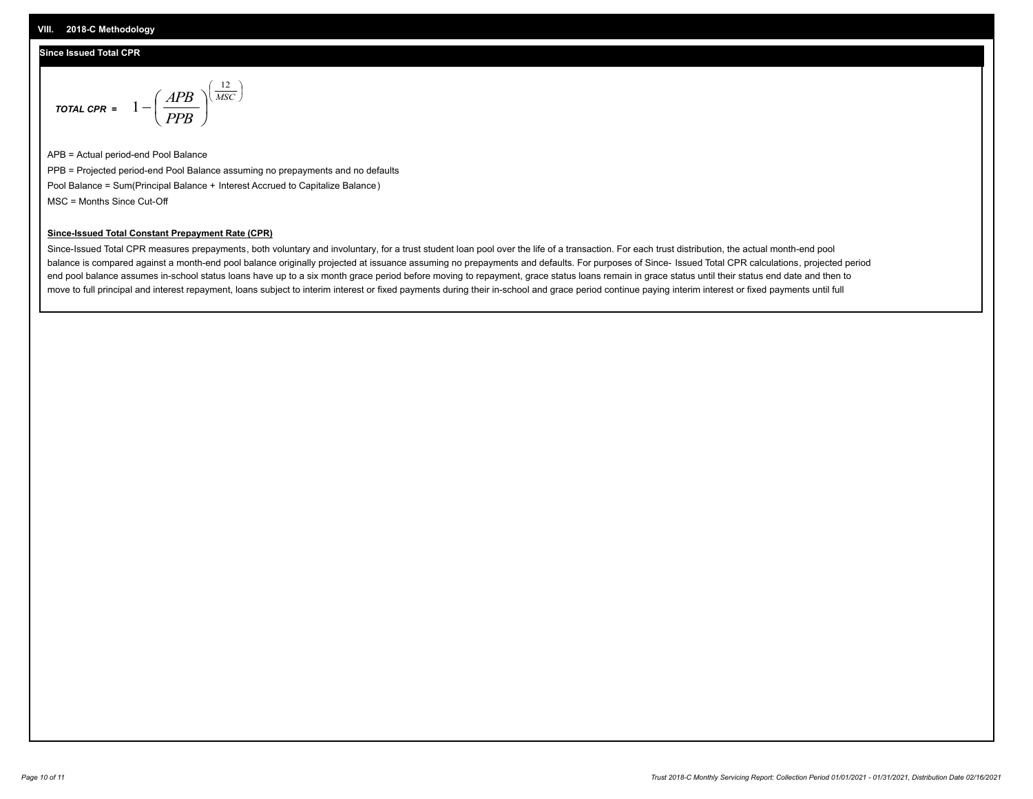## VIII. 2018-C Methodology

### Since Issued Total CPR

$$\textit{TOTAL CPR} = 1 - \left(\frac{APB}{PPB}\right)^{\left(\frac{12}{MSC}\right)}$$

APB = Actual period-end Pool Balance

PPB = Projected period-end Pool Balance assuming no prepayments and no defaults

Pool Balance = Sum(Principal Balance + Interest Accrued to Capitalize Balance)

MSC = Months Since Cut-Off

**Since-Issued Total Constant Prepayment Rate (CPR)**

Since-Issued Total CPR measures prepayments, both voluntary and involuntary, for a trust student loan pool over the life of a transaction. For each trust distribution, the actual month-end pool balance is compared against a month-end pool balance originally projected at issuance assuming no prepayments and defaults. For purposes of Since- Issued Total CPR calculations, projected period end pool balance assumes in-school status loans have up to a six month grace period before moving to repayment, grace status loans remain in grace status until their status end date and then to move to full principal and interest repayment, loans subject to interim interest or fixed payments during their in-school and grace period continue paying interim interest or fixed payments until full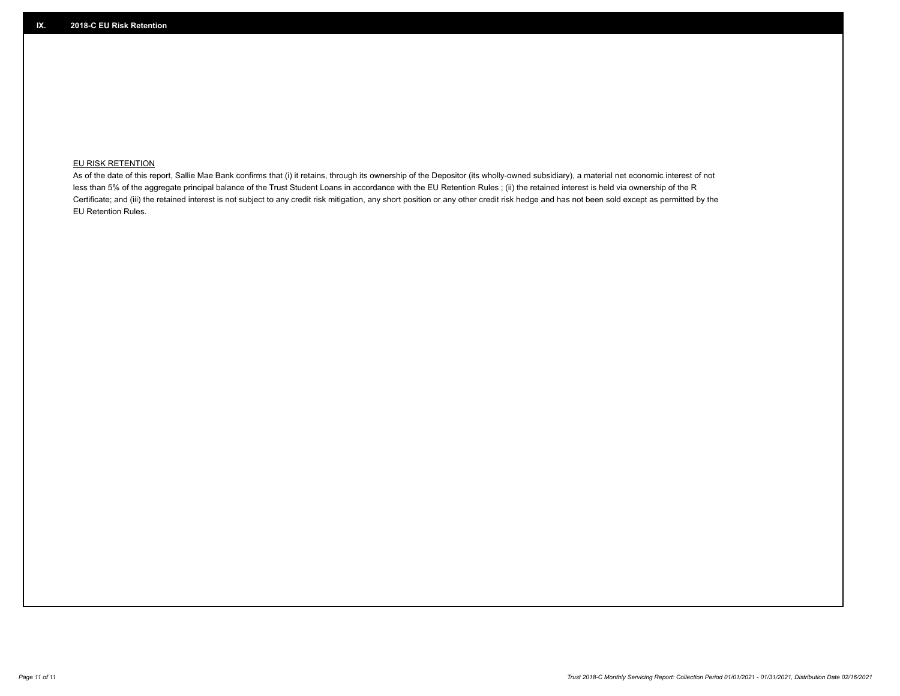## IX. 2018-C EU Risk Retention

EU RISK RETENTION

As of the date of this report, Sallie Mae Bank confirms that (i) it retains, through its ownership of the Depositor (its wholly-owned subsidiary), a material net economic interest of not less than 5% of the aggregate principal balance of the Trust Student Loans in accordance with the EU Retention Rules ; (ii) the retained interest is held via ownership of the R Certificate; and (iii) the retained interest is not subject to any credit risk mitigation, any short position or any other credit risk hedge and has not been sold except as permitted by the EU Retention Rules.